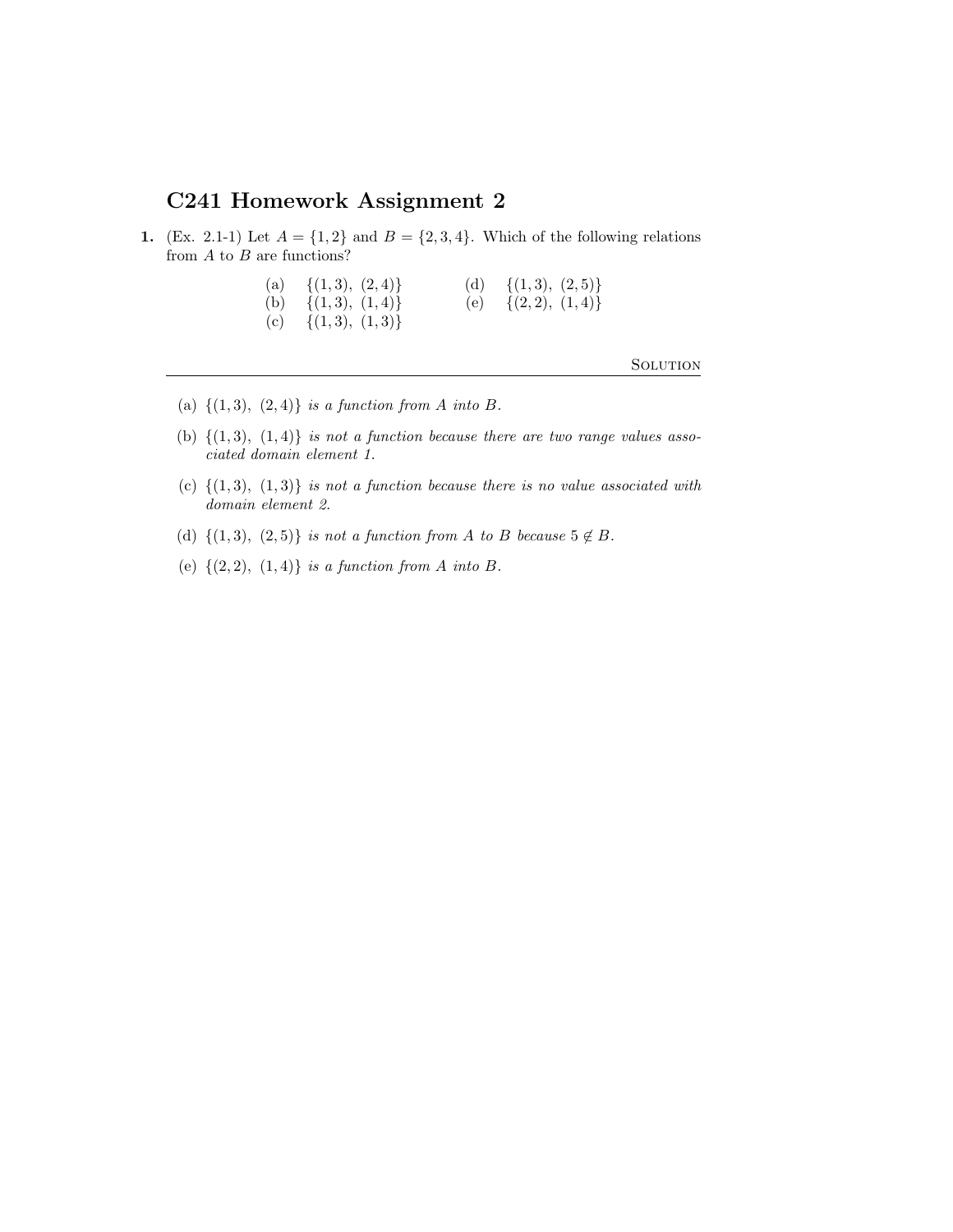# C241 Homework Assignment 2

**1.** (Ex. 2.1-1) Let $A = \{1, 2\}$ and $B = \{2, 3, 4\}$. Which of the following relations from $A$ to $B$ are functions?

(a) $\{(1,3),\ (2,4)\}$

(b) $\{(1,3),\ (1,4)\}$

(c) $\{(1,3),\ (1,3)\}$

(d) $\{(1,3),\ (2,5)\}$

(e) $\{(2,2),\ (1,4)\}$

---

Solution

(a) $\{(1,3),\ (2,4)\}$ *is a function from $A$ into $B$.*

(b) $\{(1,3),\ (1,4)\}$ *is not a function because there are two range values associated domain element 1.*

(c) $\{(1,3),\ (1,3)\}$ *is not a function because there is no value associated with domain element 2.*

(d) $\{(1,3),\ (2,5)\}$ *is not a function from $A$ to $B$ because $5 \notin B$.*

(e) $\{(2,2),\ (1,4)\}$ *is a function from $A$ into $B$.*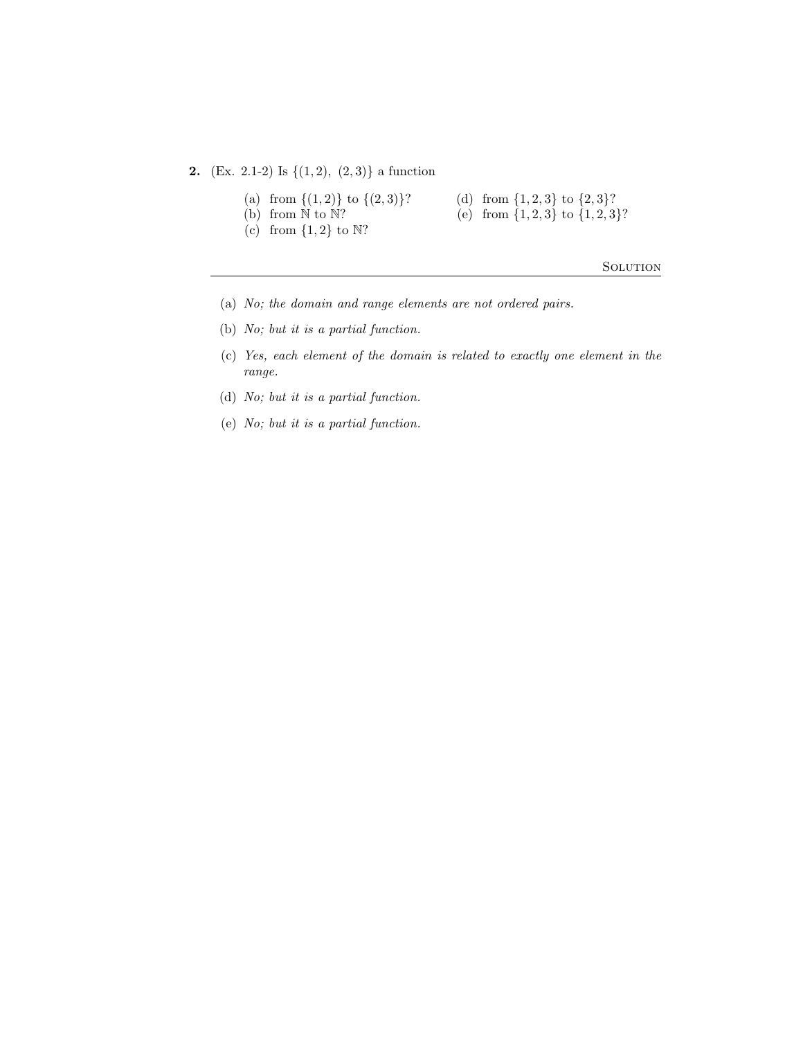**2.** (Ex. 2.1-2) Is $\{(1,2),\ (2,3)\}$ a function

(a) from $\{(1,2)\}$ to $\{(2,3)\}$?

(b) from $\mathbb{N}$ to $\mathbb{N}$?

(c) from $\{1,2\}$ to $\mathbb{N}$?

(d) from $\{1,2,3\}$ to $\{2,3\}$?

(e) from $\{1,2,3\}$ to $\{1,2,3\}$?

---

Solution

(a) *No; the domain and range elements are not ordered pairs.*

(b) *No; but it is a partial function.*

(c) *Yes, each element of the domain is related to exactly one element in the range.*

(d) *No; but it is a partial function.*

(e) *No; but it is a partial function.*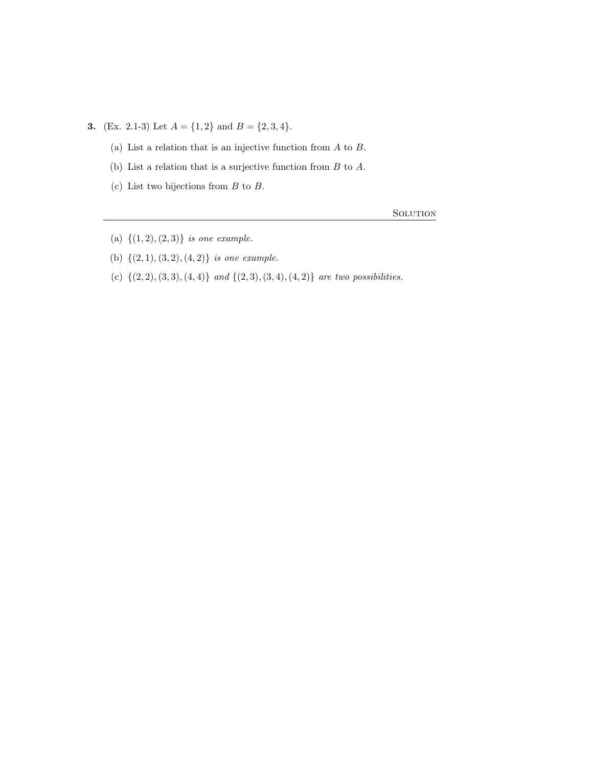**3.** (Ex. 2.1-3) Let $A = \{1, 2\}$ and $B = \{2, 3, 4\}$.

(a) List a relation that is an injective function from $A$ to $B$.

(b) List a relation that is a surjective function from $B$ to $A$.

(c) List two bijections from $B$ to $B$.

---

<div align="right">SOLUTION</div>

(a) $\{(1, 2), (2, 3)\}$ *is one example.*

(b) $\{(2, 1), (3, 2), (4, 2)\}$ *is one example.*

(c) $\{(2, 2), (3, 3), (4, 4)\}$ *and* $\{(2, 3), (3, 4), (4, 2)\}$ *are two possibilities.*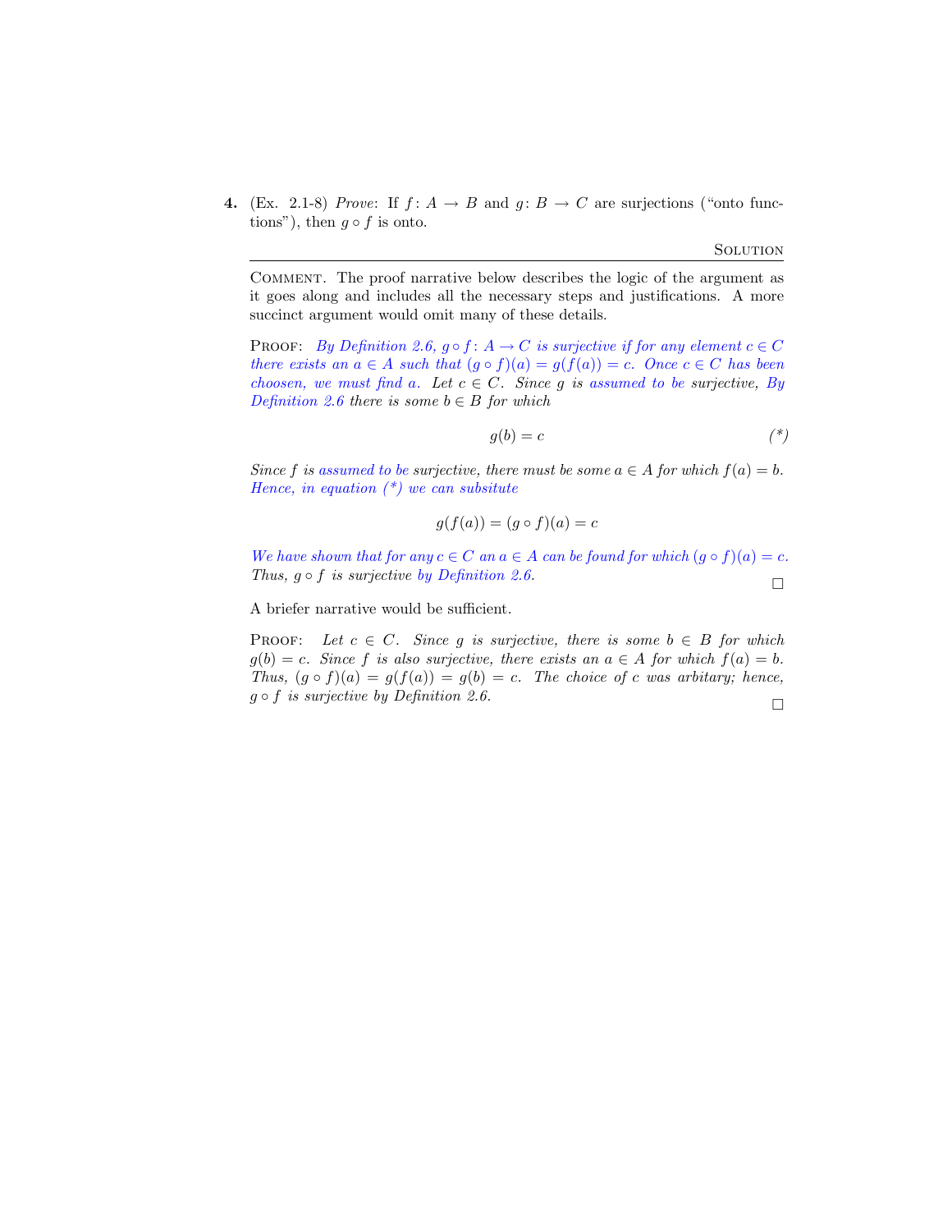**4.** (Ex. 2.1-8) *Prove*: If $f: A \to B$ and $g: B \to C$ are surjections ("onto functions"), then $g \circ f$ is onto.

<div align="right">SOLUTION</div>

---

COMMENT. The proof narrative below describes the logic of the argument as it goes along and includes all the necessary steps and justifications. A more succinct argument would omit many of these details.

PROOF: *By Definition 2.6, $g \circ f: A \to C$ is surjective if for any element $c \in C$ there exists an $a \in A$ such that $(g \circ f)(a) = g(f(a)) = c$. Once $c \in C$ has been choosen, we must find $a$. Let $c \in C$. Since $g$ is assumed to be surjective, By Definition 2.6 there is some $b \in B$ for which*

$$g(b) = c \tag{*}$$

*Since $f$ is assumed to be surjective, there must be some $a \in A$ for which $f(a) = b$. Hence, in equation (\*) we can subsitute*

$$g(f(a)) = (g \circ f)(a) = c$$

*We have shown that for any $c \in C$ an $a \in A$ can be found for which $(g \circ f)(a) = c$. Thus, $g \circ f$ is surjective by Definition 2.6.* □

A briefer narrative would be sufficient.

PROOF: *Let $c \in C$. Since $g$ is surjective, there is some $b \in B$ for which $g(b) = c$. Since $f$ is also surjective, there exists an $a \in A$ for which $f(a) = b$. Thus, $(g \circ f)(a) = g(f(a)) = g(b) = c$. The choice of $c$ was arbitary; hence, $g \circ f$ is surjective by Definition 2.6.* □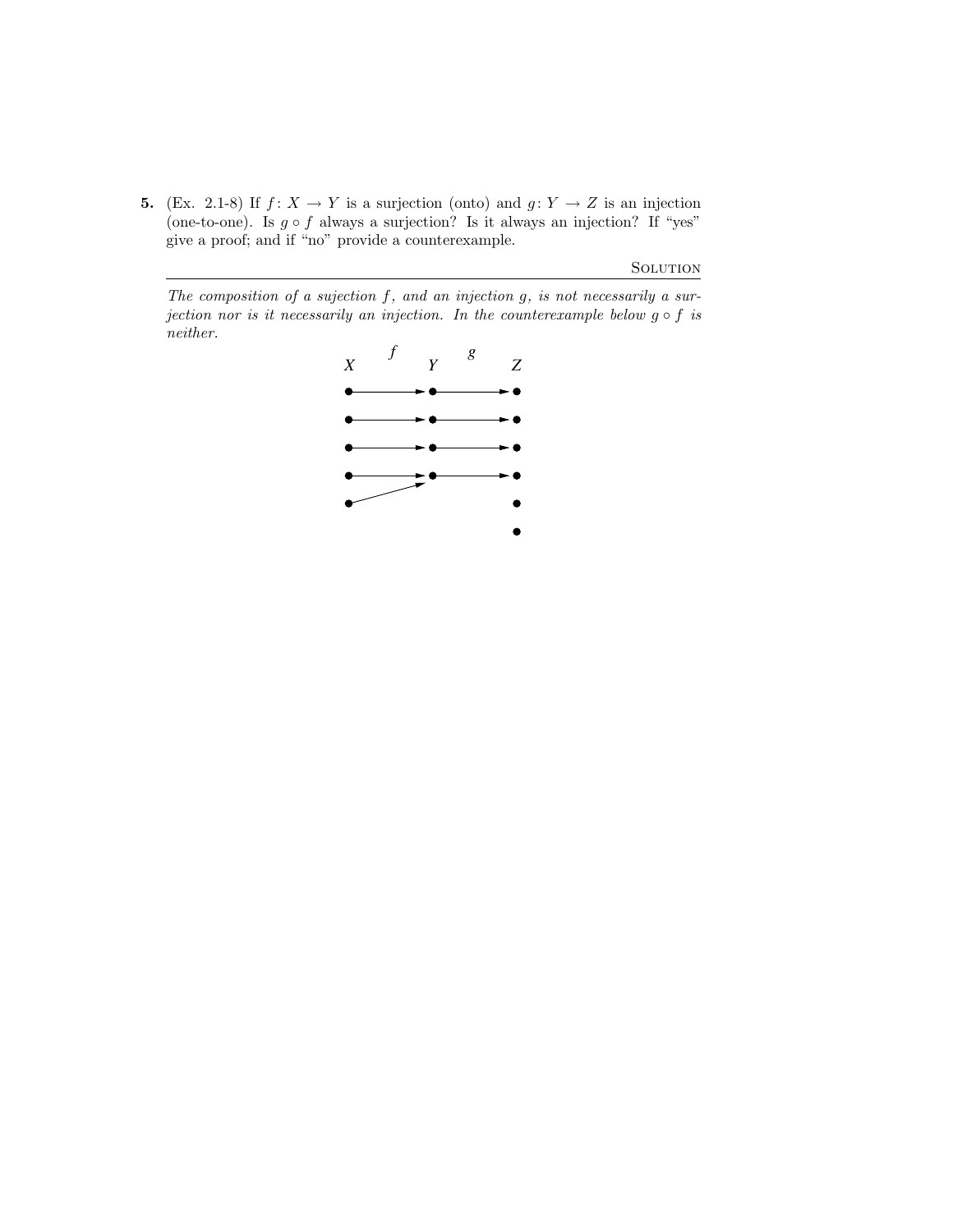**5.** (Ex. 2.1-8) If $f\colon X \to Y$ is a surjection (onto) and $g\colon Y \to Z$ is an injection (one-to-one). Is $g \circ f$ always a surjection? Is it always an injection? If "yes" give a proof; and if "no" provide a counterexample.

---

<div align="right">SOLUTION</div>

*The composition of a sujection $f$, and an injection $g$, is not necessarily a surjection nor is it necessarily an injection. In the counterexample below $g \circ f$ is neither.*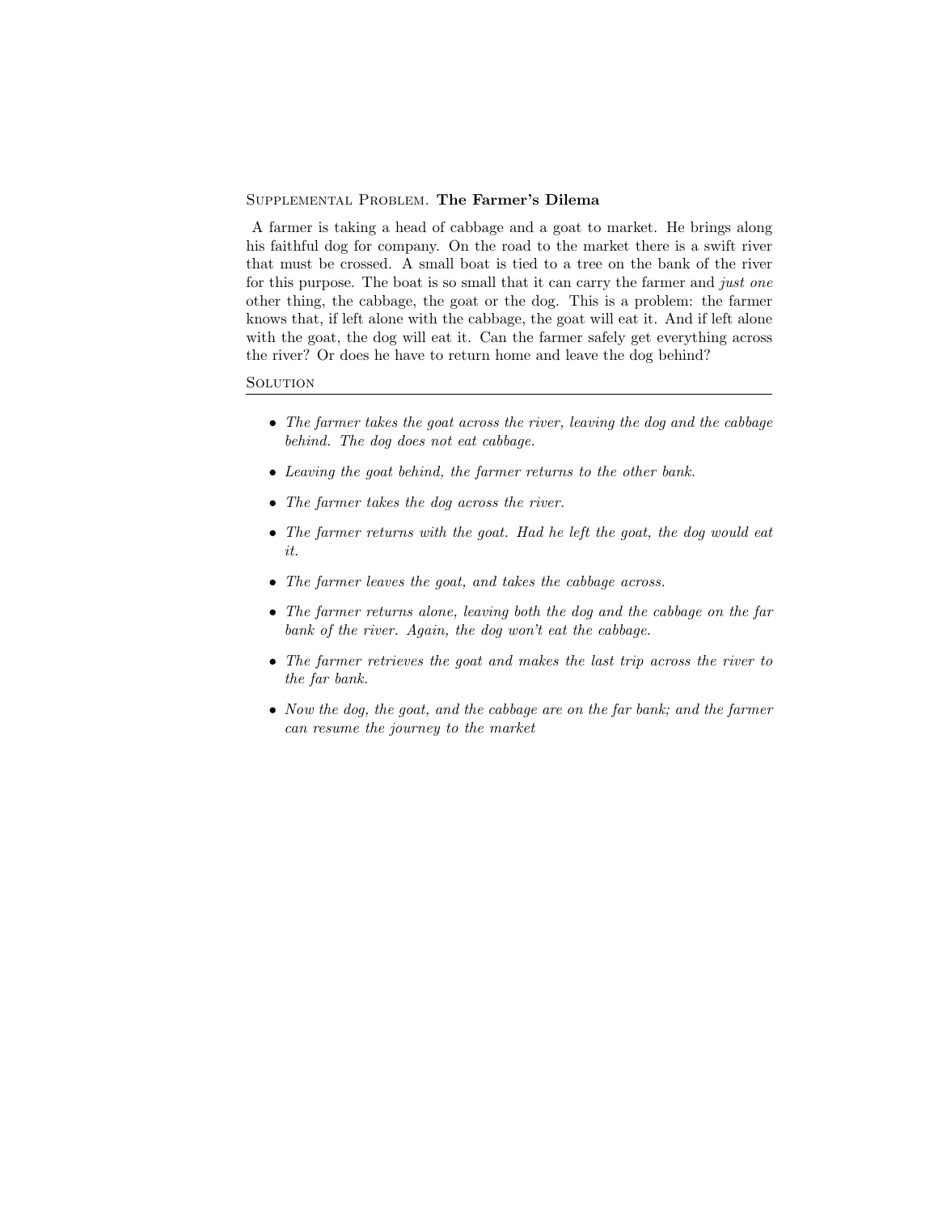Supplemental Problem. **The Farmer's Dilema**

A farmer is taking a head of cabbage and a goat to market. He brings along his faithful dog for company. On the road to the market there is a swift river that must be crossed. A small boat is tied to a tree on the bank of the river for this purpose. The boat is so small that it can carry the farmer and *just one* other thing, the cabbage, the goat or the dog. This is a problem: the farmer knows that, if left alone with the cabbage, the goat will eat it. And if left alone with the goat, the dog will eat it. Can the farmer safely get everything across the river? Or does he have to return home and leave the dog behind?

Solution

---

- *The farmer takes the goat across the river, leaving the dog and the cabbage behind. The dog does not eat cabbage.*
- *Leaving the goat behind, the farmer returns to the other bank.*
- *The farmer takes the dog across the river.*
- *The farmer returns with the goat. Had he left the goat, the dog would eat it.*
- *The farmer leaves the goat, and takes the cabbage across.*
- *The farmer returns alone, leaving both the dog and the cabbage on the far bank of the river. Again, the dog won't eat the cabbage.*
- *The farmer retrieves the goat and makes the last trip across the river to the far bank.*
- *Now the dog, the goat, and the cabbage are on the far bank; and the farmer can resume the journey to the market*